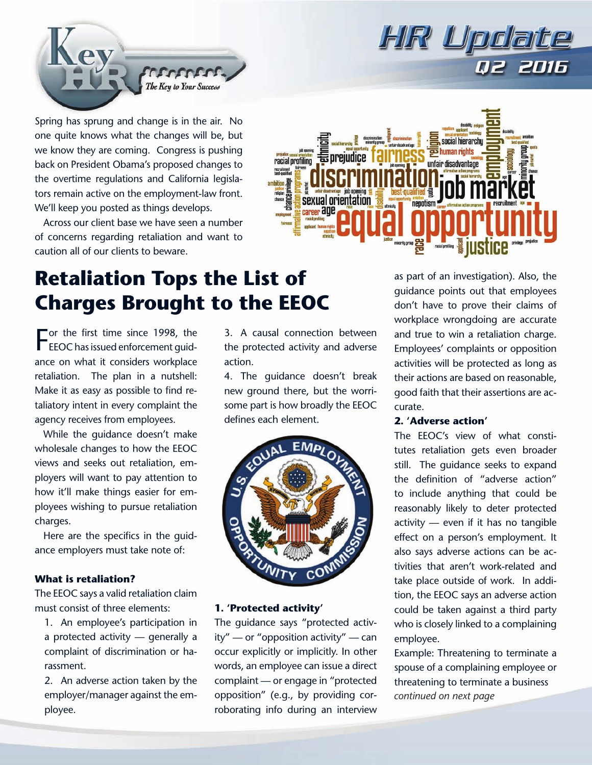# HR Update

## Q2 2016

Spring has sprung and change is in the air. No one quite knows what the changes will be, but we know they are coming. Congress is pushing back on President Obama's proposed changes to the overtime regulations and California legislators remain active on the employment-law front. We'll keep you posted as things develops.

Across our client base we have seen a number of concerns regarding retaliation and want to caution all of our clients to beware.

# Retaliation Tops the List of Charges Brought to the EEOC

For the first time since 1998, the EEOC has issued enforcement guidance on what it considers workplace retaliation. The plan in a nutshell: Make it as easy as possible to find retaliatory intent in every complaint the agency receives from employees.

While the guidance doesn't make wholesale changes to how the EEOC views and seeks out retaliation, employers will want to pay attention to how it'll make things easier for employees wishing to pursue retaliation charges.

Here are the specifics in the guidance employers must take note of:

### What is retaliation?

The EEOC says a valid retaliation claim must consist of three elements:

1. An employee's participation in a protected activity — generally a complaint of discrimination or harassment.
2. An adverse action taken by the employer/manager against the employee.
3. A causal connection between the protected activity and adverse action.
4. The guidance doesn't break new ground there, but the worrisome part is how broadly the EEOC defines each element.

### 1. 'Protected activity'

The guidance says "protected activity" — or "opposition activity" — can occur explicitly or implicitly. In other words, an employee can issue a direct complaint — or engage in "protected opposition" (e.g., by providing corroborating info during an interview as part of an investigation). Also, the guidance points out that employees don't have to prove their claims of workplace wrongdoing are accurate and true to win a retaliation charge. Employees' complaints or opposition activities will be protected as long as their actions are based on reasonable, good faith that their assertions are accurate.

### 2. 'Adverse action'

The EEOC's view of what constitutes retaliation gets even broader still. The guidance seeks to expand the definition of "adverse action" to include anything that could be reasonably likely to deter protected activity — even if it has no tangible effect on a person's employment. It also says adverse actions can be activities that aren't work-related and take place outside of work. In addition, the EEOC says an adverse action could be taken against a third party who is closely linked to a complaining employee.

Example: Threatening to terminate a spouse of a complaining employee or threatening to terminate a business

*continued on next page*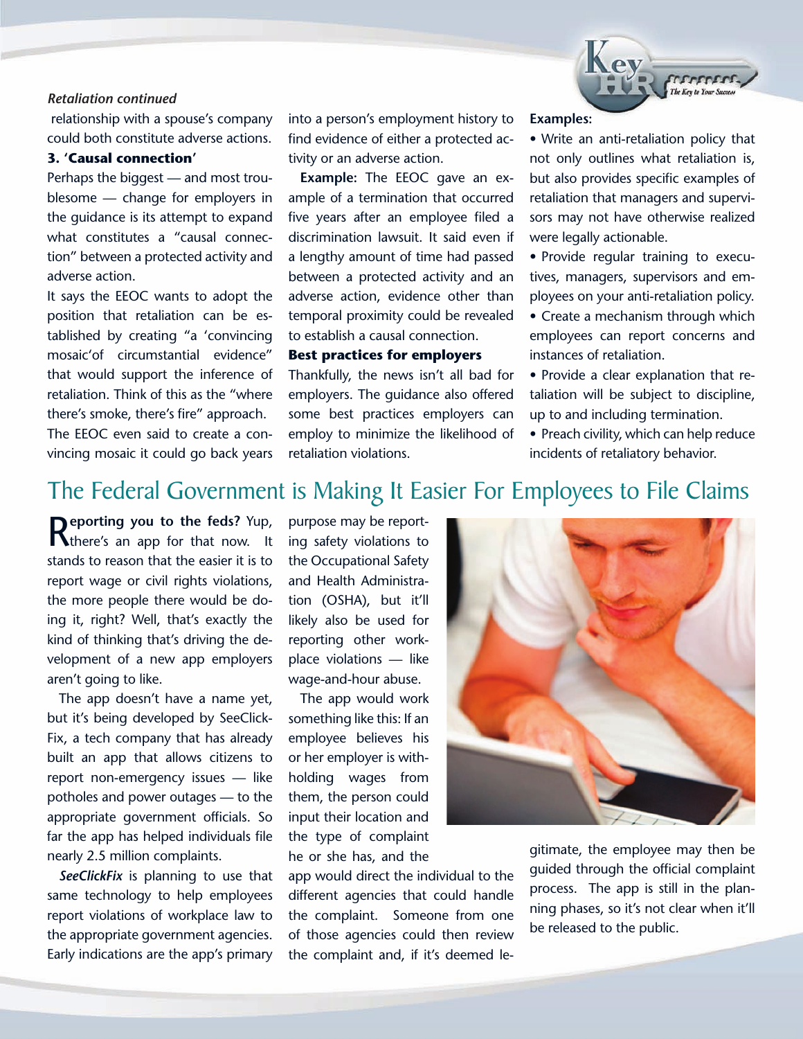*Retaliation continued*

relationship with a spouse's company could both constitute adverse actions.

**3. 'Causal connection'**

Perhaps the biggest — and most troublesome — change for employers in the guidance is its attempt to expand what constitutes a "causal connection" between a protected activity and adverse action.

It says the EEOC wants to adopt the position that retaliation can be established by creating "a 'convincing mosaic'of circumstantial evidence" that would support the inference of retaliation. Think of this as the "where there's smoke, there's fire" approach.

The EEOC even said to create a convincing mosaic it could go back years into a person's employment history to find evidence of either a protected activity or an adverse action.

**Example:** The EEOC gave an example of a termination that occurred five years after an employee filed a discrimination lawsuit. It said even if a lengthy amount of time had passed between a protected activity and an adverse action, evidence other than temporal proximity could be revealed to establish a causal connection.

**Best practices for employers**

Thankfully, the news isn't all bad for employers. The guidance also offered some best practices employers can employ to minimize the likelihood of retaliation violations.

**Examples:**

- Write an anti-retaliation policy that not only outlines what retaliation is, but also provides specific examples of retaliation that managers and supervisors may not have otherwise realized were legally actionable.
- Provide regular training to executives, managers, supervisors and employees on your anti-retaliation policy.
- Create a mechanism through which employees can report concerns and instances of retaliation.
- Provide a clear explanation that retaliation will be subject to discipline, up to and including termination.
- Preach civility, which can help reduce incidents of retaliatory behavior.

# The Federal Government is Making It Easier For Employees to File Claims

**Reporting you to the feds?** Yup, there's an app for that now. It stands to reason that the easier it is to report wage or civil rights violations, the more people there would be doing it, right? Well, that's exactly the kind of thinking that's driving the development of a new app employers aren't going to like.

The app doesn't have a name yet, but it's being developed by SeeClickFix, a tech company that has already built an app that allows citizens to report non-emergency issues — like potholes and power outages — to the appropriate government officials. So far the app has helped individuals file nearly 2.5 million complaints.

***SeeClickFix*** is planning to use that same technology to help employees report violations of workplace law to the appropriate government agencies. Early indications are the app's primary purpose may be reporting safety violations to the Occupational Safety and Health Administration (OSHA), but it'll likely also be used for reporting other workplace violations — like wage-and-hour abuse.

The app would work something like this: If an employee believes his or her employer is withholding wages from them, the person could input their location and the type of complaint he or she has, and the app would direct the individual to the different agencies that could handle the complaint. Someone from one of those agencies could then review the complaint and, if it's deemed legitimate, the employee may then be guided through the official complaint process. The app is still in the planning phases, so it's not clear when it'll be released to the public.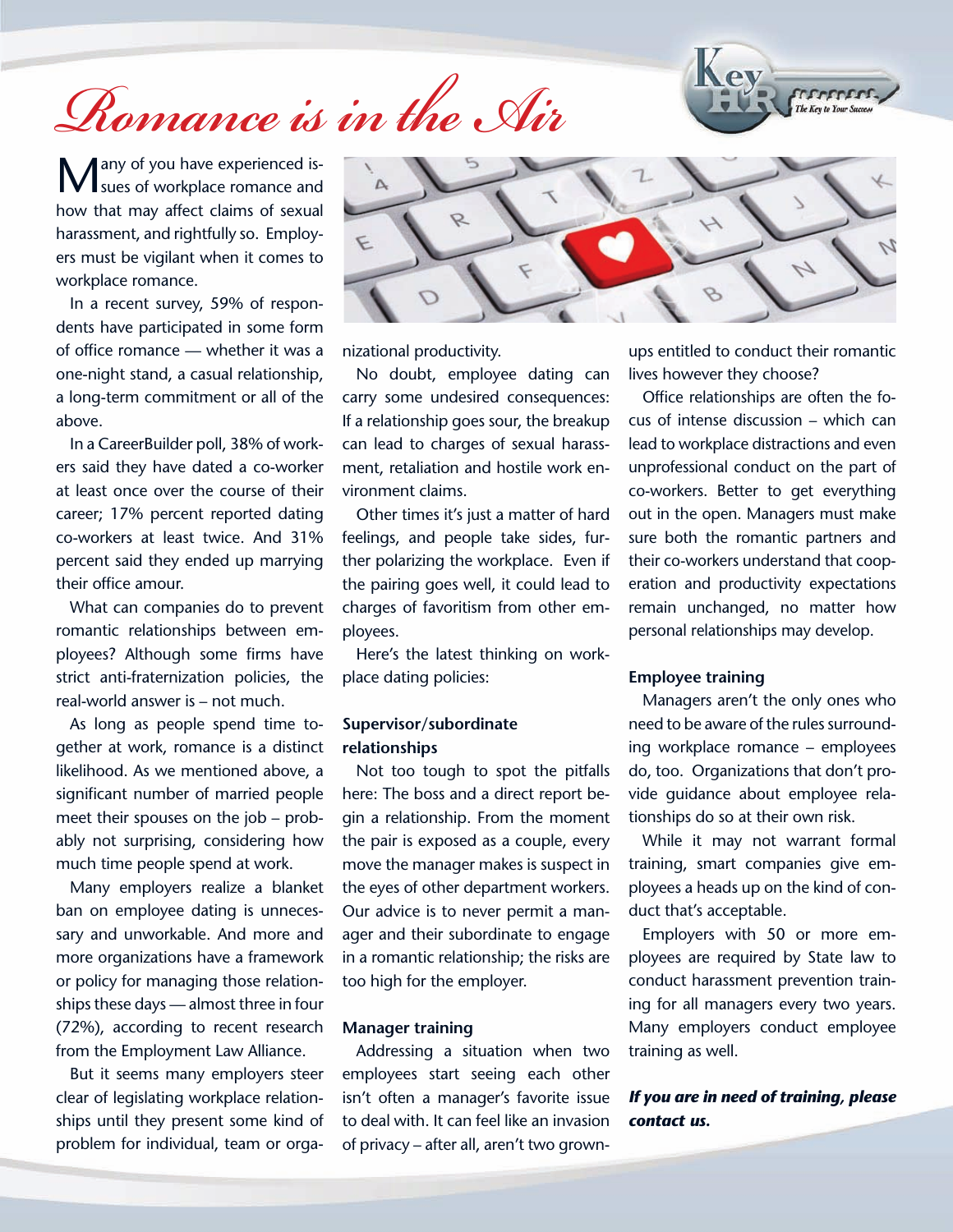# Romance is in the Air

Many of you have experienced issues of workplace romance and how that may affect claims of sexual harassment, and rightfully so. Employers must be vigilant when it comes to workplace romance.

In a recent survey, 59% of respondents have participated in some form of office romance — whether it was a one-night stand, a casual relationship, a long-term commitment or all of the above.

In a CareerBuilder poll, 38% of workers said they have dated a co-worker at least once over the course of their career; 17% percent reported dating co-workers at least twice. And 31% percent said they ended up marrying their office amour.

What can companies do to prevent romantic relationships between employees? Although some firms have strict anti-fraternization policies, the real-world answer is – not much.

As long as people spend time together at work, romance is a distinct likelihood. As we mentioned above, a significant number of married people meet their spouses on the job – probably not surprising, considering how much time people spend at work.

Many employers realize a blanket ban on employee dating is unnecessary and unworkable. And more and more organizations have a framework or policy for managing those relationships these days — almost three in four (72%), according to recent research from the Employment Law Alliance.

But it seems many employers steer clear of legislating workplace relationships until they present some kind of problem for individual, team or organizational productivity.

No doubt, employee dating can carry some undesired consequences: If a relationship goes sour, the breakup can lead to charges of sexual harassment, retaliation and hostile work environment claims.

Other times it's just a matter of hard feelings, and people take sides, further polarizing the workplace. Even if the pairing goes well, it could lead to charges of favoritism from other employees.

Here's the latest thinking on workplace dating policies:

**Supervisor/subordinate relationships**

Not too tough to spot the pitfalls here: The boss and a direct report begin a relationship. From the moment the pair is exposed as a couple, every move the manager makes is suspect in the eyes of other department workers. Our advice is to never permit a manager and their subordinate to engage in a romantic relationship; the risks are too high for the employer.

**Manager training**

Addressing a situation when two employees start seeing each other isn't often a manager's favorite issue to deal with. It can feel like an invasion of privacy – after all, aren't two grown-ups entitled to conduct their romantic lives however they choose?

Office relationships are often the focus of intense discussion – which can lead to workplace distractions and even unprofessional conduct on the part of co-workers. Better to get everything out in the open. Managers must make sure both the romantic partners and their co-workers understand that cooperation and productivity expectations remain unchanged, no matter how personal relationships may develop.

**Employee training**

Managers aren't the only ones who need to be aware of the rules surrounding workplace romance – employees do, too. Organizations that don't provide guidance about employee relationships do so at their own risk.

While it may not warrant formal training, smart companies give employees a heads up on the kind of conduct that's acceptable.

Employers with 50 or more employees are required by State law to conduct harassment prevention training for all managers every two years. Many employers conduct employee training as well.

***If you are in need of training, please contact us.***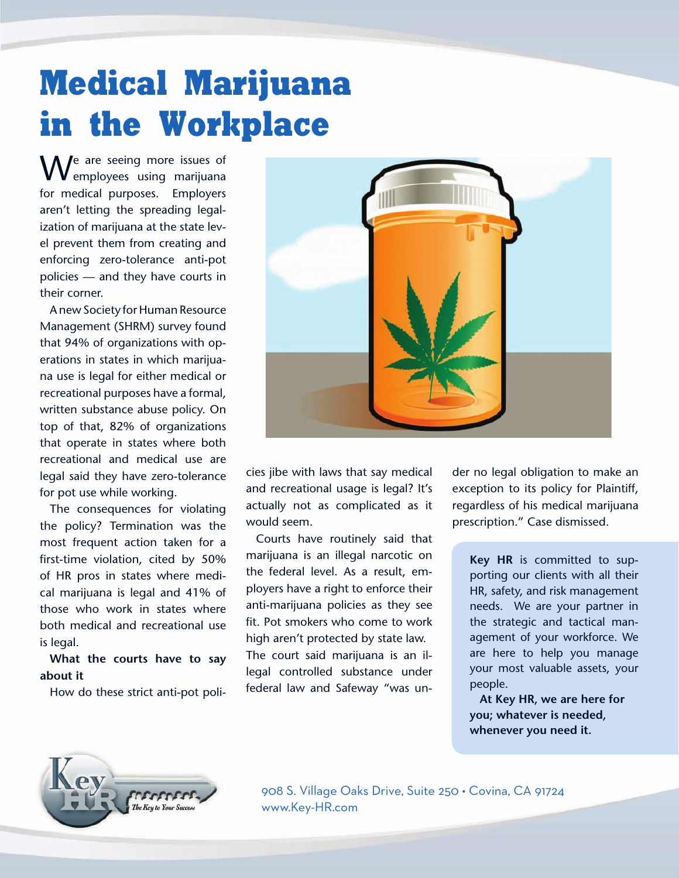# Medical Marijuana in the Workplace

We are seeing more issues of employees using marijuana for medical purposes. Employers aren't letting the spreading legalization of marijuana at the state level prevent them from creating and enforcing zero-tolerance anti-pot policies — and they have courts in their corner.

A new Society for Human Resource Management (SHRM) survey found that 94% of organizations with operations in states in which marijuana use is legal for either medical or recreational purposes have a formal, written substance abuse policy. On top of that, 82% of organizations that operate in states where both recreational and medical use are legal said they have zero-tolerance for pot use while working.

The consequences for violating the policy? Termination was the most frequent action taken for a first-time violation, cited by 50% of HR pros in states where medical marijuana is legal and 41% of those who work in states where both medical and recreational use is legal.

**What the courts have to say about it**

How do these strict anti-pot policies jibe with laws that say medical and recreational usage is legal? It's actually not as complicated as it would seem.

Courts have routinely said that marijuana is an illegal narcotic on the federal level. As a result, employers have a right to enforce their anti-marijuana policies as they see fit. Pot smokers who come to work high aren't protected by state law. The court said marijuana is an illegal controlled substance under federal law and Safeway "was under no legal obligation to make an exception to its policy for Plaintiff, regardless of his medical marijuana prescription." Case dismissed.

**Key HR** is committed to supporting our clients with all their HR, safety, and risk management needs. We are your partner in the strategic and tactical management of your workforce. We are here to help you manage your most valuable assets, your people.

**At Key HR, we are here for you; whatever is needed, whenever you need it.**

Key HR — The Key to Your Success

908 S. Village Oaks Drive, Suite 250 • Covina, CA 91724
www.Key-HR.com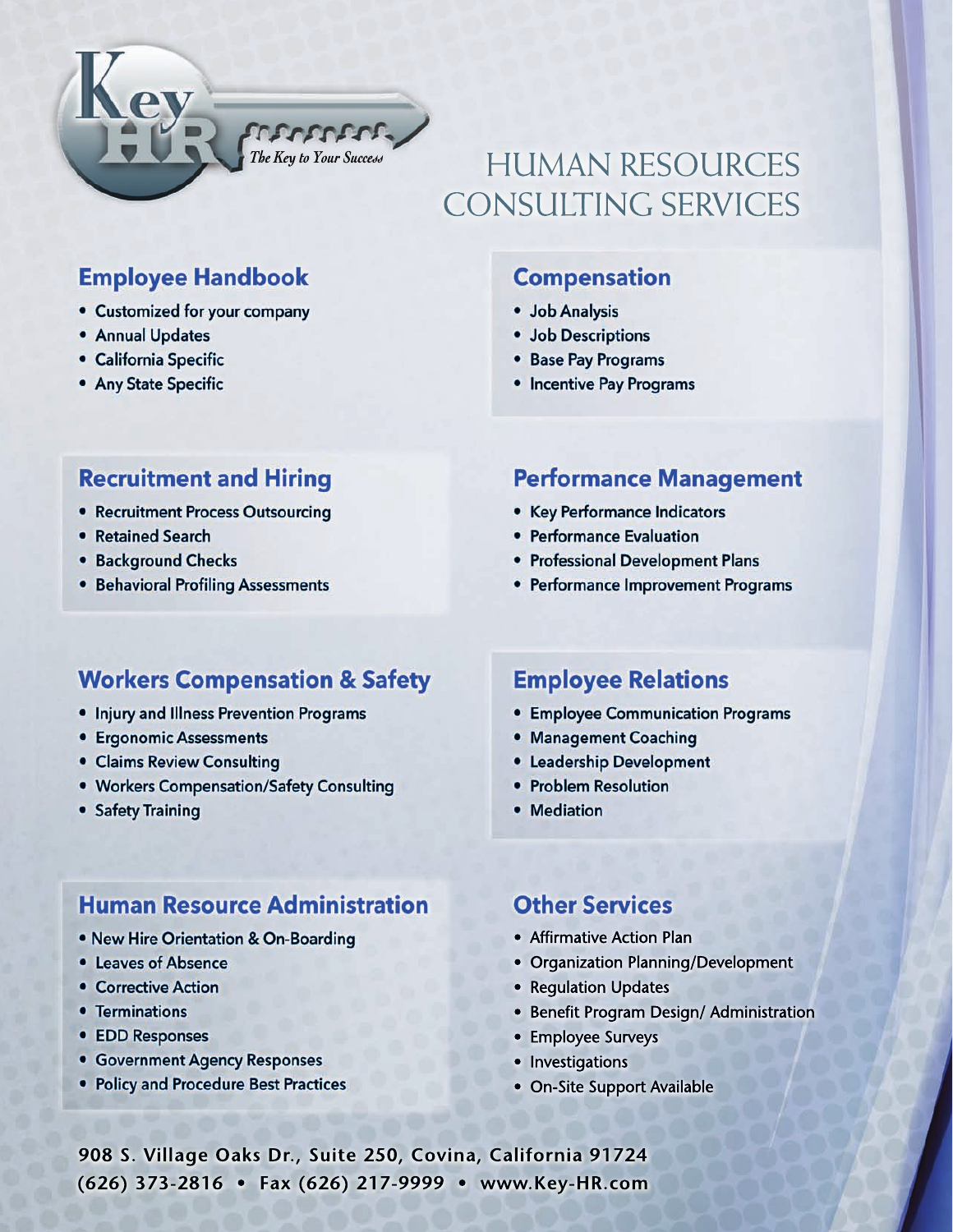Key HR

*The Key to Your Success*

# HUMAN RESOURCES CONSULTING SERVICES

## Employee Handbook

- Customized for your company
- Annual Updates
- California Specific
- Any State Specific

## Compensation

- Job Analysis
- Job Descriptions
- Base Pay Programs
- Incentive Pay Programs

## Recruitment and Hiring

- Recruitment Process Outsourcing
- Retained Search
- Background Checks
- Behavioral Profiling Assessments

## Performance Management

- Key Performance Indicators
- Performance Evaluation
- Professional Development Plans
- Performance Improvement Programs

## Workers Compensation & Safety

- Injury and Illness Prevention Programs
- Ergonomic Assessments
- Claims Review Consulting
- Workers Compensation/Safety Consulting
- Safety Training

## Employee Relations

- Employee Communication Programs
- Management Coaching
- Leadership Development
- Problem Resolution
- Mediation

## Human Resource Administration

- New Hire Orientation & On-Boarding
- Leaves of Absence
- Corrective Action
- Terminations
- EDD Responses
- Government Agency Responses
- Policy and Procedure Best Practices

## Other Services

- Affirmative Action Plan
- Organization Planning/Development
- Regulation Updates
- Benefit Program Design/ Administration
- Employee Surveys
- Investigations
- On-Site Support Available

**908 S. Village Oaks Dr., Suite 250, Covina, California 91724**
**(626) 373-2816 • Fax (626) 217-9999 • www.Key-HR.com**